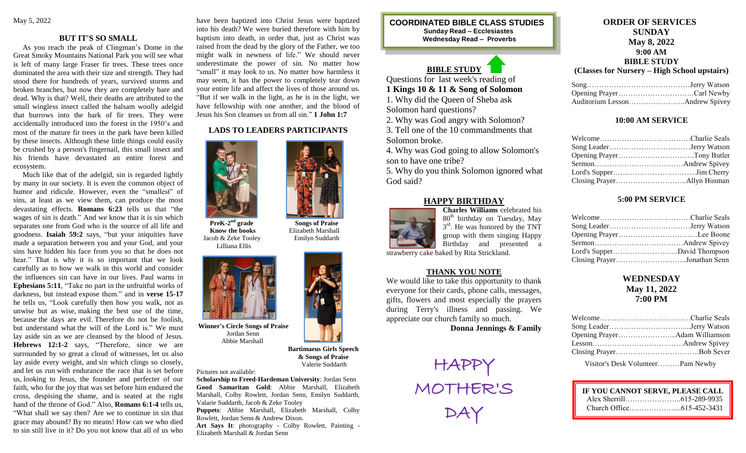May 5, 2022

## BUT IT'S SO SMALL

As you reach the peak of Clingman's Dome in the Great Smoky Mountains National Park you will see what is left of many large Fraser fir trees. These trees once dominated the area with their size and strength. They had stood there for hundreds of years, survived storms and broken branches, but now they are completely bare and dead. Why is that? Well, their deaths are attributed to the small wingless insect called the balsam woolly adelgid that burrows into the bark of fir trees. They were accidentally introduced into the forest in the 1950's and most of the mature fir trees in the park have been killed by these insects. Although these little things could easily be crushed by a person's fingernail, this small insect and his friends have devastated an entire forest and ecosystem.

Much like that of the adelgid, sin is regarded lightly by many in our society. It is even the common object of humor and ridicule. However, even the "smallest" of sins, at least as we view them, can produce the most devastating effects. **Romans 6:23** tells us that "the wages of sin is death." And we know that it is sin which separates one from God who is the source of all life and goodness. **Isaiah 59:2** says, "but your iniquities have made a separation between you and your God, and your sins have hidden his face from you so that he does not hear." That is why it is so important that we look carefully as to how we walk in this world and consider the influences sin can have in our lives. Paul warns in **Ephesians 5:11**, "Take no part in the unfruitful works of darkness, but instead expose them." and in **verse 15-17** he tells us, "Look carefully then how you walk, not as unwise but as wise, making the best use of the time, because the days are evil. Therefore do not be foolish, but understand what the will of the Lord is." We must lay aside sin as we are cleansed by the blood of Jesus. **Hebrews 12:1-2** says, "Therefore, since we are surrounded by so great a cloud of witnesses, let us also lay aside every weight, and sin which clings so closely, and let us run with endurance the race that is set before us, looking to Jesus, the founder and perfecter of our faith, who for the joy that was set before him endured the cross, despising the shame, and is seated at the right hand of the throne of God." Also, **Romans 6:1-4** tells us, "What shall we say then? Are we to continue in sin that grace may abound? By no means! How can we who died to sin still live in it? Do you not know that all of us who have been baptized into Christ Jesus were baptized into his death? We were buried therefore with him by baptism into death, in order that, just as Christ was raised from the dead by the glory of the Father, we too might walk in newness of life." We should never underestimate the power of sin. No matter how "small" it may look to us. No matter how harmless it may seem, it has the power to completely tear down your entire life and affect the lives of those around us. "But if we walk in the light, as he is in the light, we have fellowship with one another, and the blood of Jesus his Son cleanses us from all sin." **1 John 1:7**

## LADS TO LEADERS PARTICIPANTS

**PreK-2nd grade Know the books**
Jacob & Zeke Tooley
Lilliana Ellis

**Songs of Praise**
Elizabeth Marshall
Emilyn Suddarth

**Winner's Circle Songs of Praise**
Jordan Senn
Abbie Marshall

**Bartimaeus Girls Speech & Songs of Praise**
Valerie Suddarth

Pictures not available:
**Scholarship to Freed-Hardeman University**: Jordan Senn
**Good Samaritan Gold**: Abbie Marshall, Elizabeth Marshall, Colby Rowlett, Jordan Senn, Emilyn Suddarth, Valarie Suddarth, Jacob & Zeke Tooley
**Puppets**: Abbie Marshall, Elizabeth Marshall, Colby Rowlett, Jordan Senn & Andrew Dixon.
**Art Says It**: photography - Colby Rowlett, Painting - Elizabeth Marshall & Jordan Senn

**COORDINATED BIBLE CLASS STUDIES**
**Sunday Read – Ecclesiastes**
**Wednesday Read – Proverbs**

## BIBLE STUDY

Questions for last week's reading of
**1 Kings 10 & 11 & Song of Solomon**

1. Why did the Queen of Sheba ask Solomon hard questions?
2. Why was God angry with Solomon?
3. Tell one of the 10 commandments that Solomon broke.
4. Why was God going to allow Solomon's son to have one tribe?
5. Why do you think Solomon ignored what God said?

## HAPPY BIRTHDAY

**Charles Williams** celebrated his 80th birthday on Tuesday, May 3rd. He was honored by the TNT group with them singing Happy Birthday and presented a strawberry cake baked by Rita Strickland.

## THANK YOU NOTE

We would like to take this opportunity to thank everyone for their cards, phone calls, messages, gifts, flowers and most especially the prayers during Terry's illness and passing. We appreciate our church family so much.

**Donna Jennings & Family**

HAPPY MOTHER'S DAY

## ORDER OF SERVICES
## SUNDAY
## May 8, 2022
## 9:00 AM
## BIBLE STUDY
**(Classes for Nursery – High School upstairs)**

Song……Jerry Watson
Opening Prayer……Carl Newby
Auditorium Lesson……Andrew Spivey

### 10:00 AM SERVICE

Welcome……Charlie Seals
Song Leader……Jerry Watson
Opening Prayer……Tony Butler
Sermon……Andrew Spivey
Lord's Supper……Jim Cherry
Closing Prayer……Allyn Hosman

### 5:00 PM SERVICE

Welcome……Charlie Seals
Song Leader……Jerry Watson
Opening Prayer……Lee Boone
Sermon……Andrew Spivey
Lord's Supper……David Thompson
Closing Prayer……Jonathan Senn

## WEDNESDAY
## May 11, 2022
## 7:00 PM

Welcome……Charlie Seals
Song Leader……Jerry Watson
Opening Prayer……Adam Williamson
Lesson……Andrew Spivey
Closing Prayer……Bob Sever

Visitor's Desk Volunteer………Pam Newby

**IF YOU CANNOT SERVE, PLEASE CALL**
Alex Sherrill……615-289-9935
Church Office……615-452-3431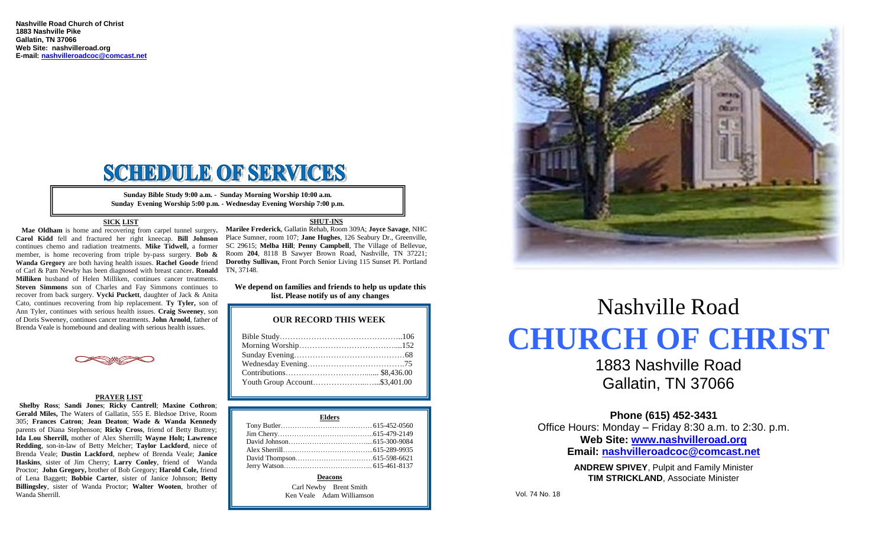**Nashville Road Church of Christ**
**1883 Nashville Pike**
**Gallatin, TN 37066**
**Web Site: nashvilleroad.org**
**E-mail: nashvilleroadcoc@comcast.net**

# SCHEDULE OF SERVICES

**Sunday Bible Study 9:00 a.m. - Sunday Morning Worship 10:00 a.m.**
**Sunday Evening Worship 5:00 p.m. - Wednesday Evening Worship 7:00 p.m.**

## SICK LIST

**Mae Oldham** is home and recovering from carpel tunnel surgery**. Carol Kidd** fell and fractured her right kneecap. **Bill Johnson** continues chemo and radiation treatments. **Mike Tidwell,** a former member, is home recovering from triple by-pass surgery. **Bob & Wanda Gregory** are both having health issues. **Rachel Goode** friend of Carl & Pam Newby has been diagnosed with breast cancer**. Ronald Milliken** husband of Helen Milliken, continues cancer treatments. **Steven Simmons** son of Charles and Fay Simmons continues to recover from back surgery. **Vycki Puckett**, daughter of Jack & Anita Cato, continues recovering from hip replacement. **Ty Tyler,** son of Ann Tyler, continues with serious health issues. **Craig Sweeney**, son of Doris Sweeney, continues cancer treatments. **John Arnold**, father of Brenda Veale is homebound and dealing with serious health issues.

## PRAYER LIST

**Shelby Ross**; **Sandi Jones**; **Ricky Cantrell**; **Maxine Cothron**; **Gerald Miles,** The Waters of Gallatin, 555 E. Bledsoe Drive, Room 305; **Frances Catron**; **Jean Deaton**; **Wade & Wanda Kennedy** parents of Diana Stephenson; **Ricky Cross**, friend of Betty Buttrey; **Ida Lou Sherrill,** mother of Alex Sherrill**; Wayne Holt; Lawrence Redding**, son-in-law of Betty Melcher; **Taylor Lackford**, niece of Brenda Veale; **Dustin Lackford**, nephew of Brenda Veale; **Janice Haskins**, sister of Jim Cherry; **Larry Conley**, friend of Wanda Proctor; **John Gregory,** brother of Bob Gregory; **Harold Cole,** friend of Lena Baggett; **Bobbie Carter**, sister of Janice Johnson; **Betty Billingsley**, sister of Wanda Proctor; **Walter Wooten**, brother of Wanda Sherrill.

## SHUT-INS

**Marilee Frederick**, Gallatin Rehab, Room 309A; **Joyce Savage**, NHC Place Sumner, room 107; **Jane Hughes**, 126 Seabury Dr., Greenville, SC 29615; **Melba Hill**; **Penny Campbell**, The Village of Bellevue, Room **204**, 8118 B Sawyer Brown Road, Nashville, TN 37221; **Dorothy Sullivan,** Front Porch Senior Living 115 Sunset Pl. Portland TN, 37148.

**We depend on families and friends to help us update this list. Please notify us of any changes**

### OUR RECORD THIS WEEK

| | |
|---|---|
| Bible Study | 106 |
| Morning Worship | 152 |
| Sunday Evening | 68 |
| Wednesday Evening | 75 |
| Contributions | $8,436.00 |
| Youth Group Account | $3,401.00 |

### Elders

| | |
|---|---|
| Tony Butler | 615-452-0560 |
| Jim Cherry | 615-479-2149 |
| David Johnson | 615-300-9084 |
| Alex Sherrill | 615-289-9935 |
| David Thompson | 615-598-6621 |
| Jerry Watson | 615-461-8137 |

**Deacons**

Carl Newby Brent Smith
Ken Veale Adam Williamson

# Nashville Road
# CHURCH OF CHRIST

1883 Nashville Road
Gallatin, TN 37066

**Phone (615) 452-3431**
Office Hours: Monday – Friday 8:30 a.m. to 2:30. p.m.
**Web Site: www.nashvilleroad.org**
**Email: nashvilleroadcoc@comcast.net**

**ANDREW SPIVEY**, Pulpit and Family Minister
**TIM STRICKLAND**, Associate Minister

Vol. 74 No. 18